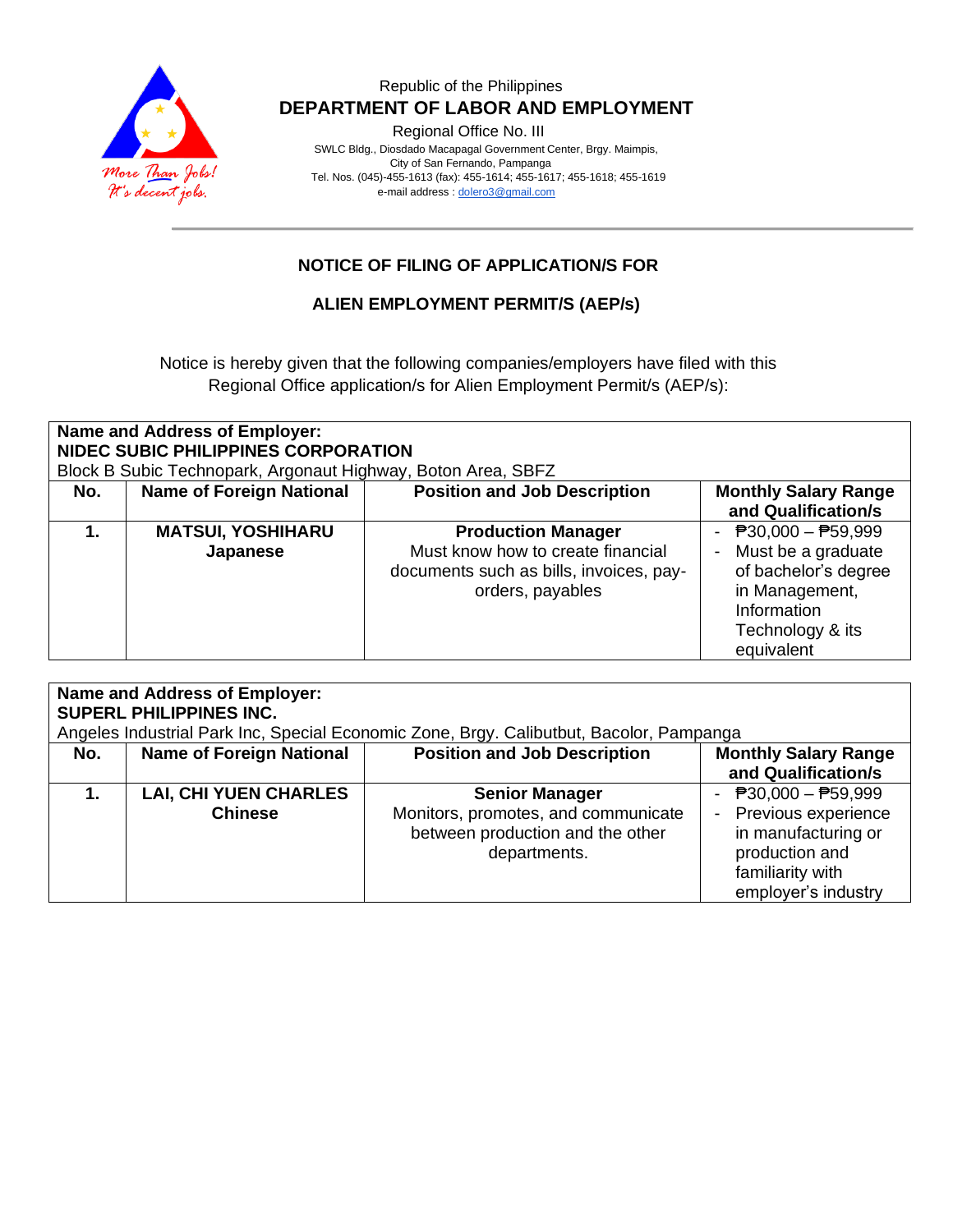Republic of the Philippines

**DEPARTMENT OF LABOR AND EMPLOYMENT**

Regional Office No. III

SWLC Bldg., Diosdado Macapagal Government Center, Brgy. Maimpis,
City of San Fernando, Pampanga
Tel. Nos. (045)-455-1613 (fax): 455-1614; 455-1617; 455-1618; 455-1619
e-mail address : dolero3@gmail.com

More Than Jobs! It's decent jobs.

## NOTICE OF FILING OF APPLICATION/S FOR

## ALIEN EMPLOYMENT PERMIT/S (AEP/s)

Notice is hereby given that the following companies/employers have filed with this Regional Office application/s for Alien Employment Permit/s (AEP/s):

**Name and Address of Employer:**
**NIDEC SUBIC PHILIPPINES CORPORATION**
Block B Subic Technopark, Argonaut Highway, Boton Area, SBFZ

| No. | Name of Foreign National | Position and Job Description | Monthly Salary Range and Qualification/s |
|---|---|---|---|
| **1.** | **MATSUI, YOSHIHARU**<br>**Japanese** | **Production Manager**<br>Must know how to create financial documents such as bills, invoices, pay-orders, payables | - ₱30,000 – ₱59,999<br>- Must be a graduate of bachelor's degree in Management, Information Technology & its equivalent |

**Name and Address of Employer:**
**SUPERL PHILIPPINES INC.**
Angeles Industrial Park Inc, Special Economic Zone, Brgy. Calibutbut, Bacolor, Pampanga

| No. | Name of Foreign National | Position and Job Description | Monthly Salary Range and Qualification/s |
|---|---|---|---|
| **1.** | **LAI, CHI YUEN CHARLES**<br>**Chinese** | **Senior Manager**<br>Monitors, promotes, and communicate between production and the other departments. | - ₱30,000 – ₱59,999<br>- Previous experience in manufacturing or production and familiarity with employer's industry |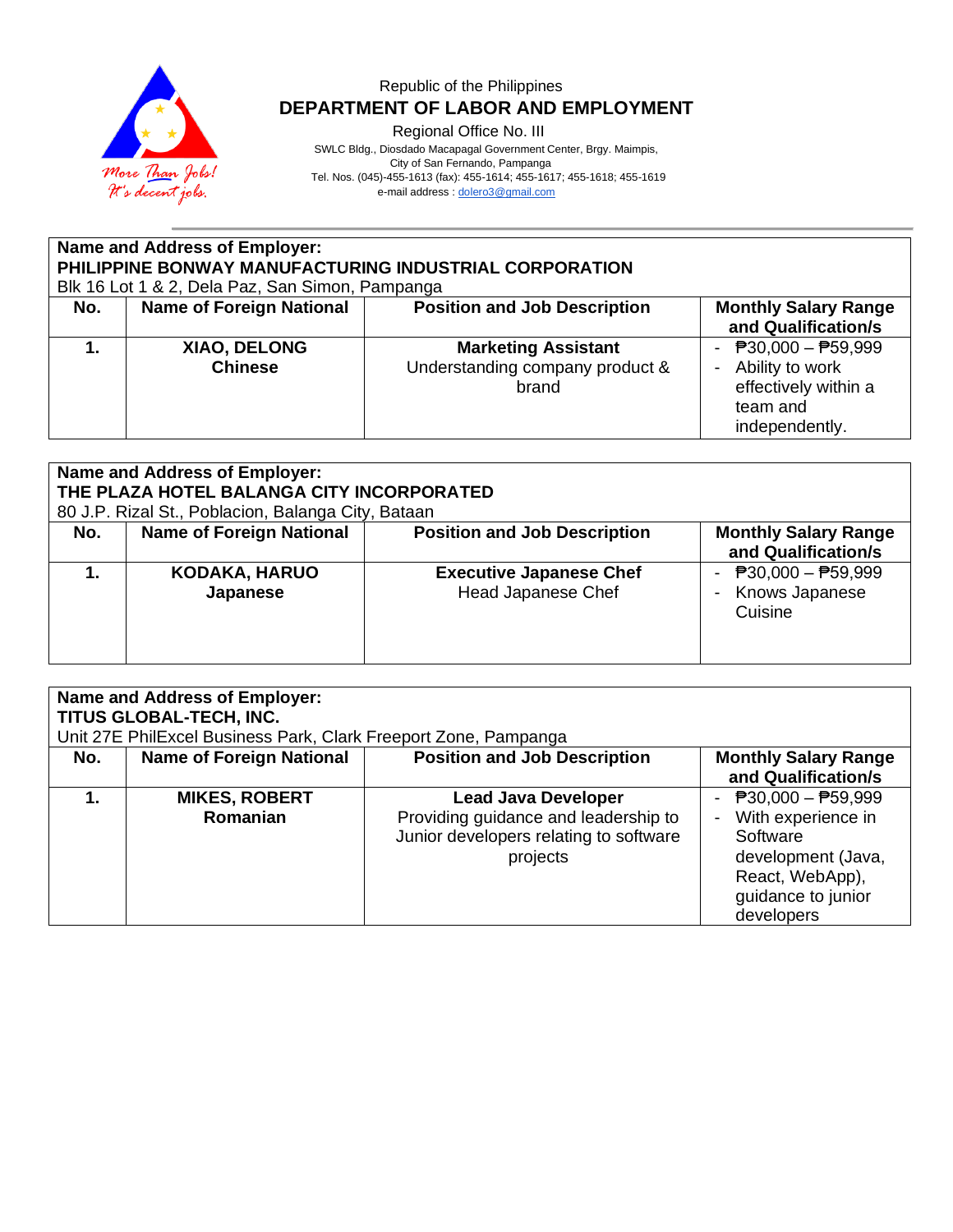Republic of the Philippines

**DEPARTMENT OF LABOR AND EMPLOYMENT**

Regional Office No. III

SWLC Bldg., Diosdado Macapagal Government Center, Brgy. Maimpis,
City of San Fernando, Pampanga
Tel. Nos. (045)-455-1613 (fax): 455-1614; 455-1617; 455-1618; 455-1619
e-mail address : dolero3@gmail.com

**Name and Address of Employer:**
**PHILIPPINE BONWAY MANUFACTURING INDUSTRIAL CORPORATION**
Blk 16 Lot 1 & 2, Dela Paz, San Simon, Pampanga

| No. | Name of Foreign National | Position and Job Description | Monthly Salary Range and Qualification/s |
|---|---|---|---|
| **1.** | **XIAO, DELONG**<br>**Chinese** | **Marketing Assistant**<br>Understanding company product & brand | - ₱30,000 – ₱59,999<br>- Ability to work effectively within a team and independently. |

**Name and Address of Employer:**
**THE PLAZA HOTEL BALANGA CITY INCORPORATED**
80 J.P. Rizal St., Poblacion, Balanga City, Bataan

| No. | Name of Foreign National | Position and Job Description | Monthly Salary Range and Qualification/s |
|---|---|---|---|
| **1.** | **KODAKA, HARUO**<br>**Japanese** | **Executive Japanese Chef**<br>Head Japanese Chef | - ₱30,000 – ₱59,999<br>- Knows Japanese Cuisine |

**Name and Address of Employer:**
**TITUS GLOBAL-TECH, INC.**
Unit 27E PhilExcel Business Park, Clark Freeport Zone, Pampanga

| No. | Name of Foreign National | Position and Job Description | Monthly Salary Range and Qualification/s |
|---|---|---|---|
| **1.** | **MIKES, ROBERT**<br>**Romanian** | **Lead Java Developer**<br>Providing guidance and leadership to Junior developers relating to software projects | - ₱30,000 – ₱59,999<br>- With experience in Software development (Java, React, WebApp), guidance to junior developers |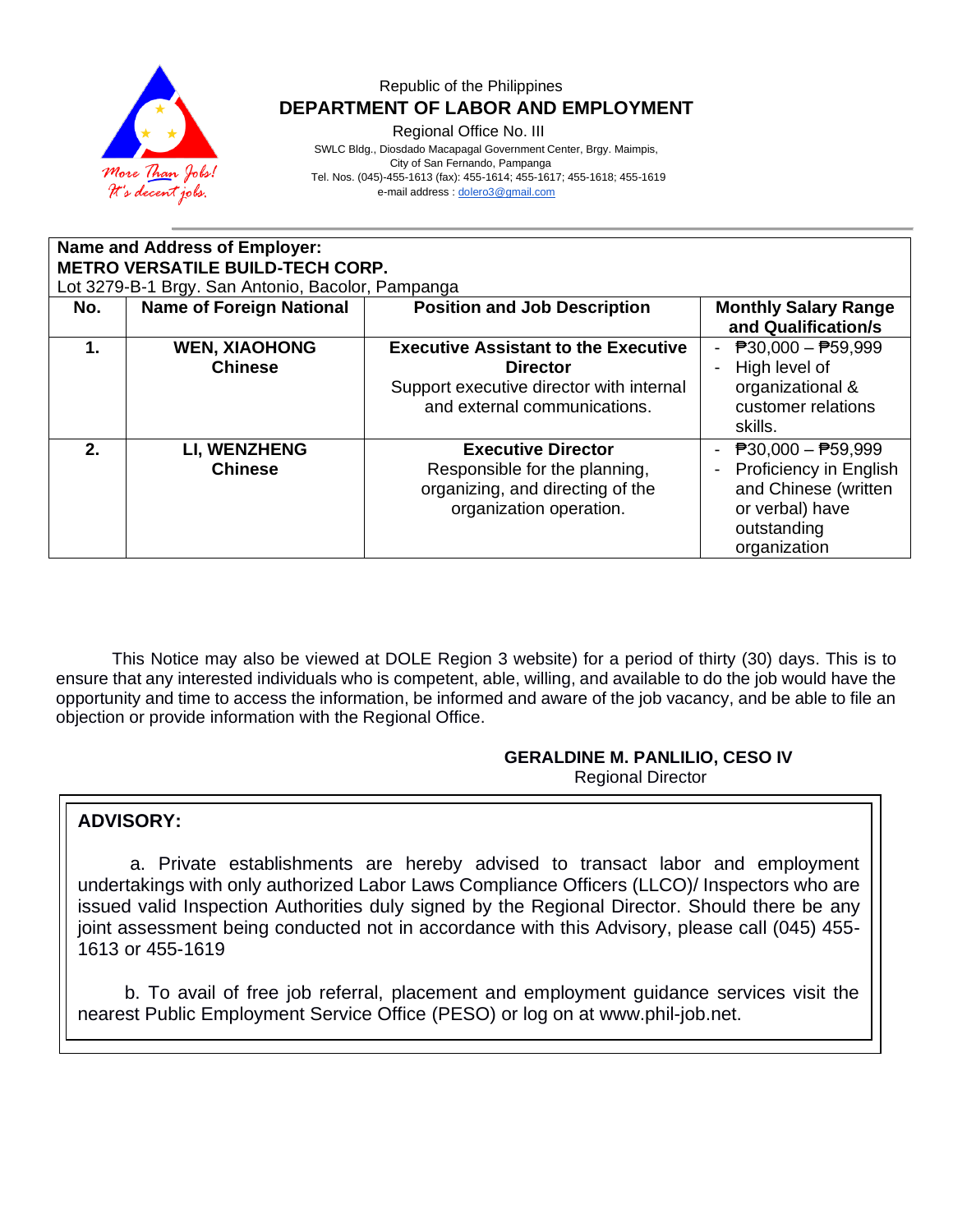Republic of the Philippines
**DEPARTMENT OF LABOR AND EMPLOYMENT**
Regional Office No. III
SWLC Bldg., Diosdado Macapagal Government Center, Brgy. Maimpis,
City of San Fernando, Pampanga
Tel. Nos. (045)-455-1613 (fax): 455-1614; 455-1617; 455-1618; 455-1619
e-mail address : dolero3@gmail.com

**Name and Address of Employer:**
**METRO VERSATILE BUILD-TECH CORP.**
Lot 3279-B-1 Brgy. San Antonio, Bacolor, Pampanga

| No. | Name of Foreign National | Position and Job Description | Monthly Salary Range and Qualification/s |
|---|---|---|---|
| **1.** | **WEN, XIAOHONG** **Chinese** | **Executive Assistant to the Executive Director** Support executive director with internal and external communications. | - ₱30,000 – ₱59,999 - High level of organizational & customer relations skills. |
| **2.** | **LI, WENZHENG** **Chinese** | **Executive Director** Responsible for the planning, organizing, and directing of the organization operation. | - ₱30,000 – ₱59,999 - Proficiency in English and Chinese (written or verbal) have outstanding organization |

This Notice may also be viewed at DOLE Region 3 website) for a period of thirty (30) days. This is to ensure that any interested individuals who is competent, able, willing, and available to do the job would have the opportunity and time to access the information, be informed and aware of the job vacancy, and be able to file an objection or provide information with the Regional Office.

**GERALDINE M. PANLILIO, CESO IV**
Regional Director

**ADVISORY:**

a. Private establishments are hereby advised to transact labor and employment undertakings with only authorized Labor Laws Compliance Officers (LLCO)/ Inspectors who are issued valid Inspection Authorities duly signed by the Regional Director. Should there be any joint assessment being conducted not in accordance with this Advisory, please call (045) 455-1613 or 455-1619

b. To avail of free job referral, placement and employment guidance services visit the nearest Public Employment Service Office (PESO) or log on at www.phil-job.net.